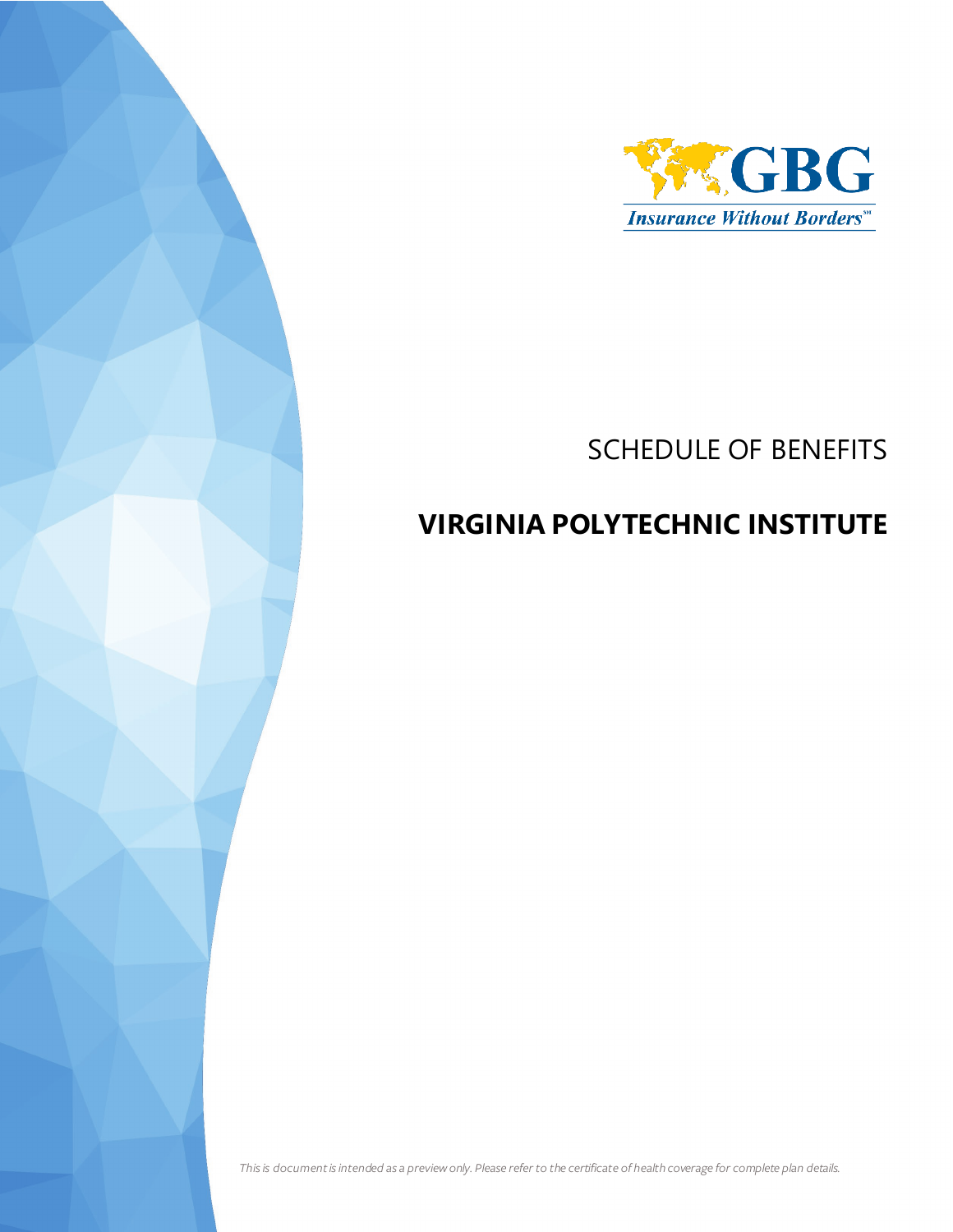GBG

*Insurance Without Borders*℠

# SCHEDULE OF BENEFITS

## VIRGINIA POLYTECHNIC INSTITUTE

*This is document is intended as a preview only. Please refer to the certificate of health coverage for complete plan details.*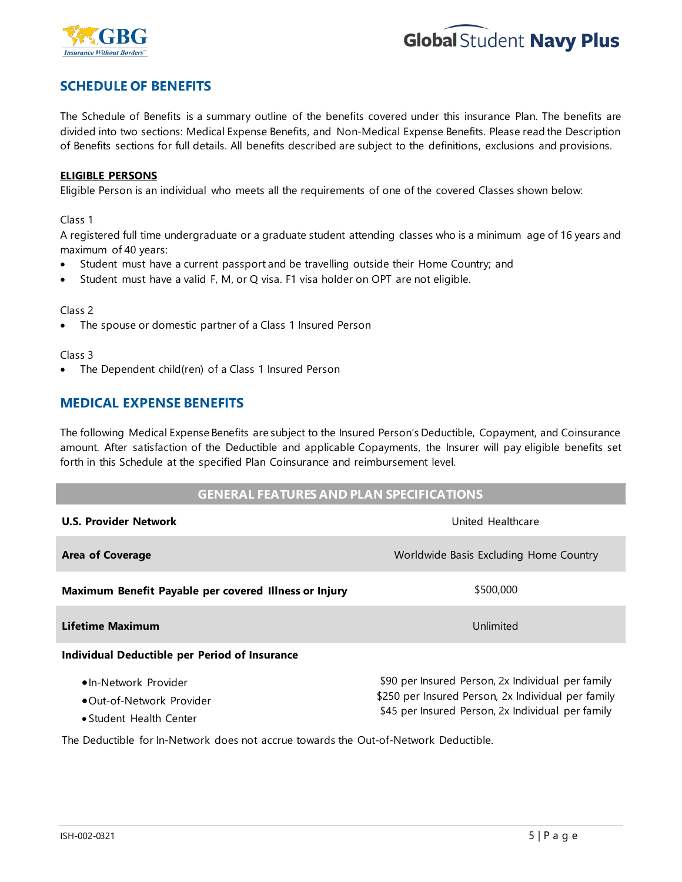## SCHEDULE OF BENEFITS

The Schedule of Benefits is a summary outline of the benefits covered under this insurance Plan. The benefits are divided into two sections: Medical Expense Benefits, and Non-Medical Expense Benefits. Please read the Description of Benefits sections for full details. All benefits described are subject to the definitions, exclusions and provisions.

### ELIGIBLE PERSONS

Eligible Person is an individual who meets all the requirements of one of the covered Classes shown below:

Class 1

A registered full time undergraduate or a graduate student attending classes who is a minimum age of 16 years and maximum of 40 years:

- Student must have a current passport and be travelling outside their Home Country; and
- Student must have a valid F, M, or Q visa. F1 visa holder on OPT are not eligible.

Class 2

- The spouse or domestic partner of a Class 1 Insured Person

Class 3

- The Dependent child(ren) of a Class 1 Insured Person

## MEDICAL EXPENSE BENEFITS

The following Medical Expense Benefits are subject to the Insured Person's Deductible, Copayment, and Coinsurance amount. After satisfaction of the Deductible and applicable Copayments, the Insurer will pay eligible benefits set forth in this Schedule at the specified Plan Coinsurance and reimbursement level.

| GENERAL FEATURES AND PLAN SPECIFICATIONS | |
|---|---|
| **U.S. Provider Network** | United Healthcare |
| **Area of Coverage** | Worldwide Basis Excluding Home Country |
| **Maximum Benefit Payable per covered Illness or Injury** | $500,000 |
| **Lifetime Maximum** | Unlimited |
| **Individual Deductible per Period of Insurance** | |
| • In-Network Provider | $90 per Insured Person, 2x Individual per family |
| • Out-of-Network Provider | $250 per Insured Person, 2x Individual per family |
| • Student Health Center | $45 per Insured Person, 2x Individual per family |

The Deductible for In-Network does not accrue towards the Out-of-Network Deductible.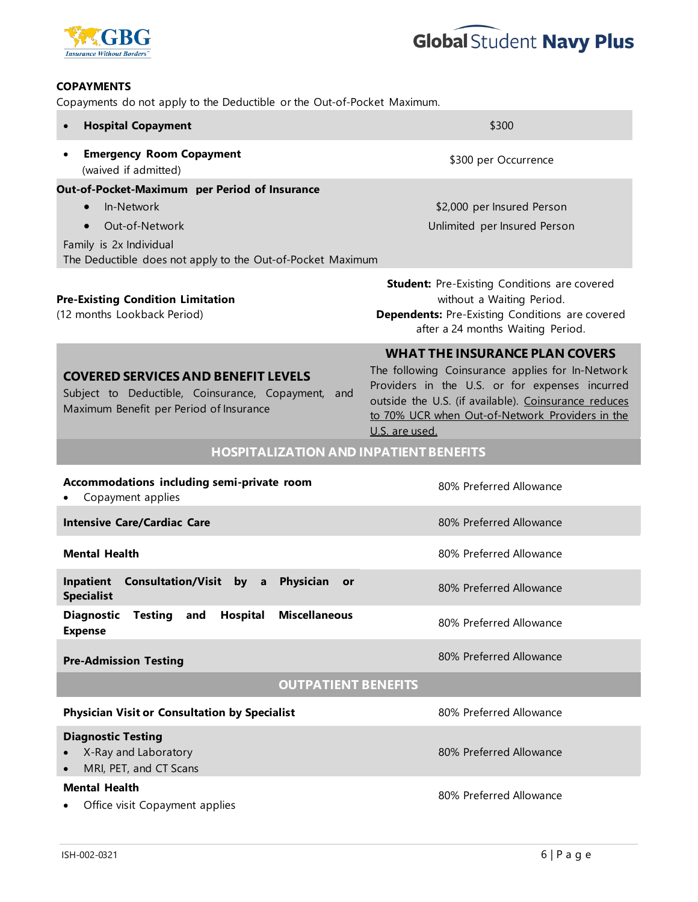## COPAYMENTS

Copayments do not apply to the Deductible or the Out-of-Pocket Maximum.

| | |
|---|---|
| • **Hospital Copayment** | $300 |
| • **Emergency Room Copayment** (waived if admitted) | $300 per Occurrence |
| **Out-of-Pocket-Maximum per Period of Insurance** | |
| • In-Network | $2,000 per Insured Person |
| • Out-of-Network | Unlimited per Insured Person |
| Family is 2x Individual<br>The Deductible does not apply to the Out-of-Pocket Maximum | |
| **Pre-Existing Condition Limitation** (12 months Lookback Period) | **Student:** Pre-Existing Conditions are covered without a Waiting Period.<br>**Dependents:** Pre-Existing Conditions are covered after a 24 months Waiting Period. |

| COVERED SERVICES AND BENEFIT LEVELS<br>Subject to Deductible, Coinsurance, Copayment, and Maximum Benefit per Period of Insurance | WHAT THE INSURANCE PLAN COVERS<br>The following Coinsurance applies for In-Network Providers in the U.S. or for expenses incurred outside the U.S. (if available). Coinsurance reduces to 70% UCR when Out-of-Network Providers in the U.S. are used. |
|---|---|
| **HOSPITALIZATION AND INPATIENT BENEFITS** | |
| **Accommodations including semi-private room**<br>• Copayment applies | 80% Preferred Allowance |
| **Intensive Care/Cardiac Care** | 80% Preferred Allowance |
| **Mental Health** | 80% Preferred Allowance |
| **Inpatient Consultation/Visit by a Physician or Specialist** | 80% Preferred Allowance |
| **Diagnostic Testing and Hospital Miscellaneous Expense** | 80% Preferred Allowance |
| **Pre-Admission Testing** | 80% Preferred Allowance |
| **OUTPATIENT BENEFITS** | |
| **Physician Visit or Consultation by Specialist** | 80% Preferred Allowance |
| **Diagnostic Testing**<br>• X-Ray and Laboratory<br>• MRI, PET, and CT Scans | 80% Preferred Allowance |
| **Mental Health**<br>• Office visit Copayment applies | 80% Preferred Allowance |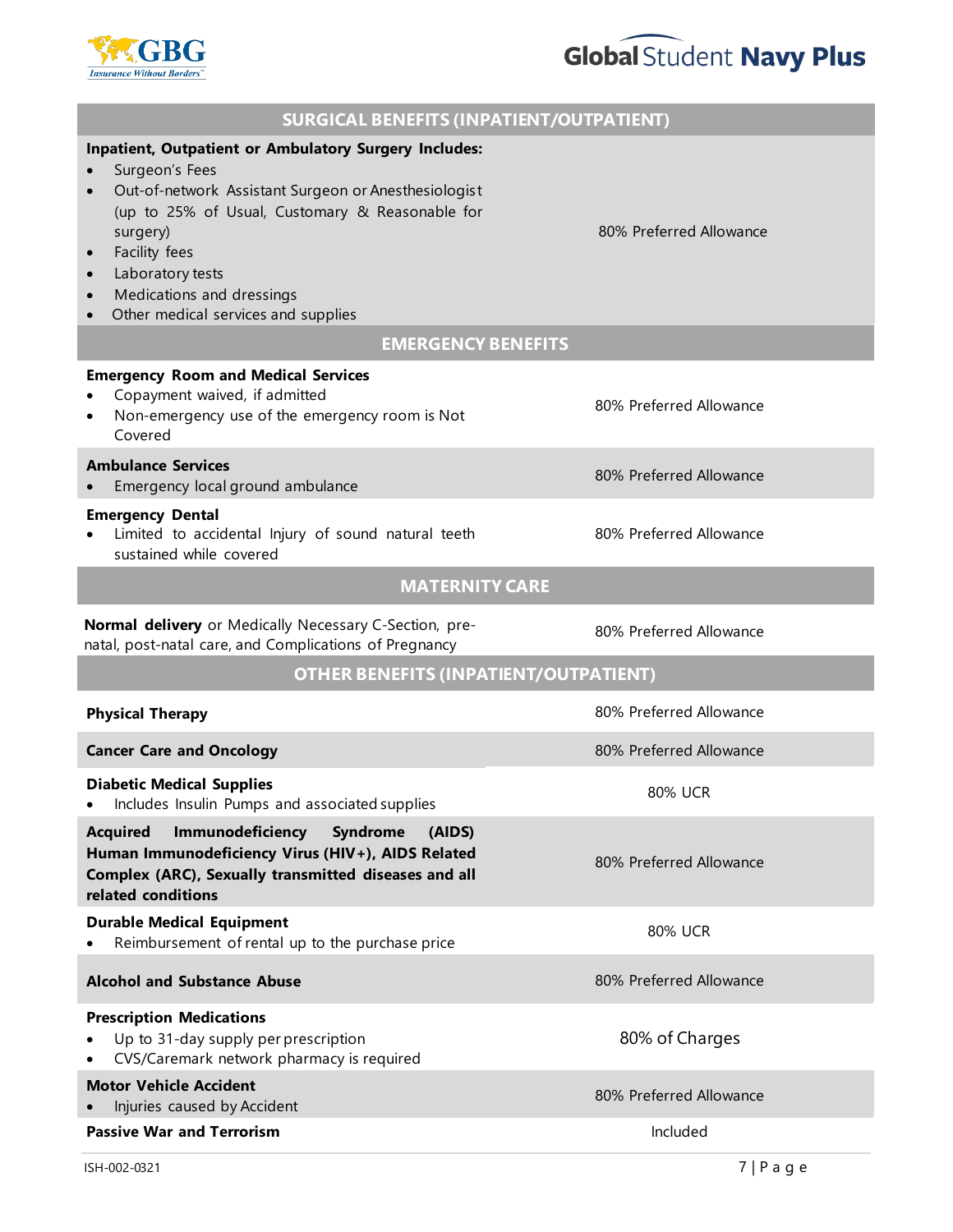| SURGICAL BENEFITS (INPATIENT/OUTPATIENT) | |
|---|---|
| **Inpatient, Outpatient or Ambulatory Surgery Includes:**<br>• Surgeon's Fees<br>• Out-of-network Assistant Surgeon or Anesthesiologist (up to 25% of Usual, Customary & Reasonable for surgery)<br>• Facility fees<br>• Laboratory tests<br>• Medications and dressings<br>• Other medical services and supplies | 80% Preferred Allowance |
| **EMERGENCY BENEFITS** | |
| **Emergency Room and Medical Services**<br>• Copayment waived, if admitted<br>• Non-emergency use of the emergency room is Not Covered | 80% Preferred Allowance |
| **Ambulance Services**<br>• Emergency local ground ambulance | 80% Preferred Allowance |
| **Emergency Dental**<br>• Limited to accidental Injury of sound natural teeth sustained while covered | 80% Preferred Allowance |
| **MATERNITY CARE** | |
| **Normal delivery** or Medically Necessary C-Section, pre-natal, post-natal care, and Complications of Pregnancy | 80% Preferred Allowance |
| **OTHER BENEFITS (INPATIENT/OUTPATIENT)** | |
| **Physical Therapy** | 80% Preferred Allowance |
| **Cancer Care and Oncology** | 80% Preferred Allowance |
| **Diabetic Medical Supplies**<br>• Includes Insulin Pumps and associated supplies | 80% UCR |
| **Acquired Immunodeficiency Syndrome (AIDS) Human Immunodeficiency Virus (HIV+), AIDS Related Complex (ARC), Sexually transmitted diseases and all related conditions** | 80% Preferred Allowance |
| **Durable Medical Equipment**<br>• Reimbursement of rental up to the purchase price | 80% UCR |
| **Alcohol and Substance Abuse** | 80% Preferred Allowance |
| **Prescription Medications**<br>• Up to 31-day supply per prescription<br>• CVS/Caremark network pharmacy is required | 80% of Charges |
| **Motor Vehicle Accident**<br>• Injuries caused by Accident | 80% Preferred Allowance |
| **Passive War and Terrorism** | Included |

ISH-002-0321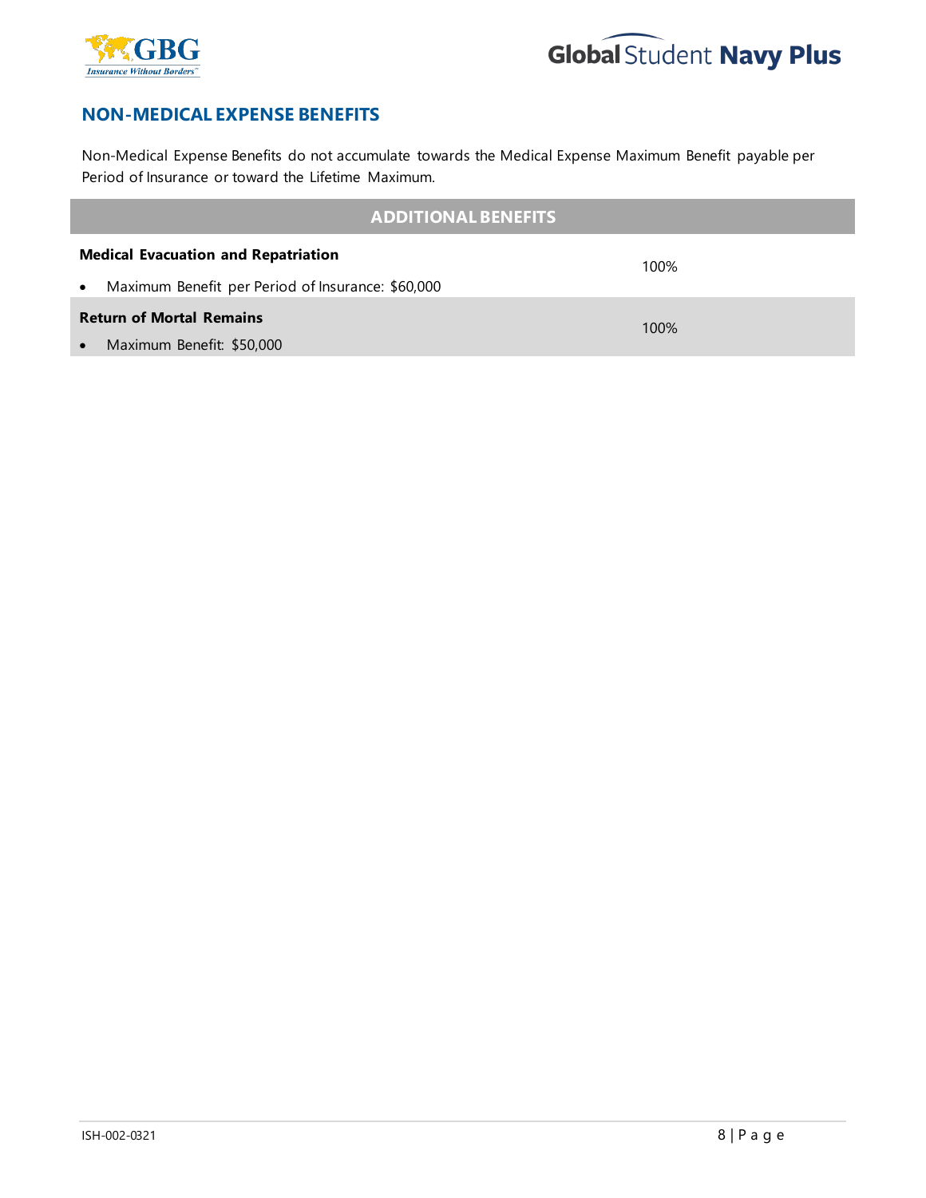## NON-MEDICAL EXPENSE BENEFITS

Non-Medical Expense Benefits do not accumulate towards the Medical Expense Maximum Benefit payable per Period of Insurance or toward the Lifetime Maximum.

| ADDITIONAL BENEFITS | |
|---|---|
| **Medical Evacuation and Repatriation**<br>• Maximum Benefit per Period of Insurance: $60,000 | 100% |
| **Return of Mortal Remains**<br>• Maximum Benefit: $50,000 | 100% |